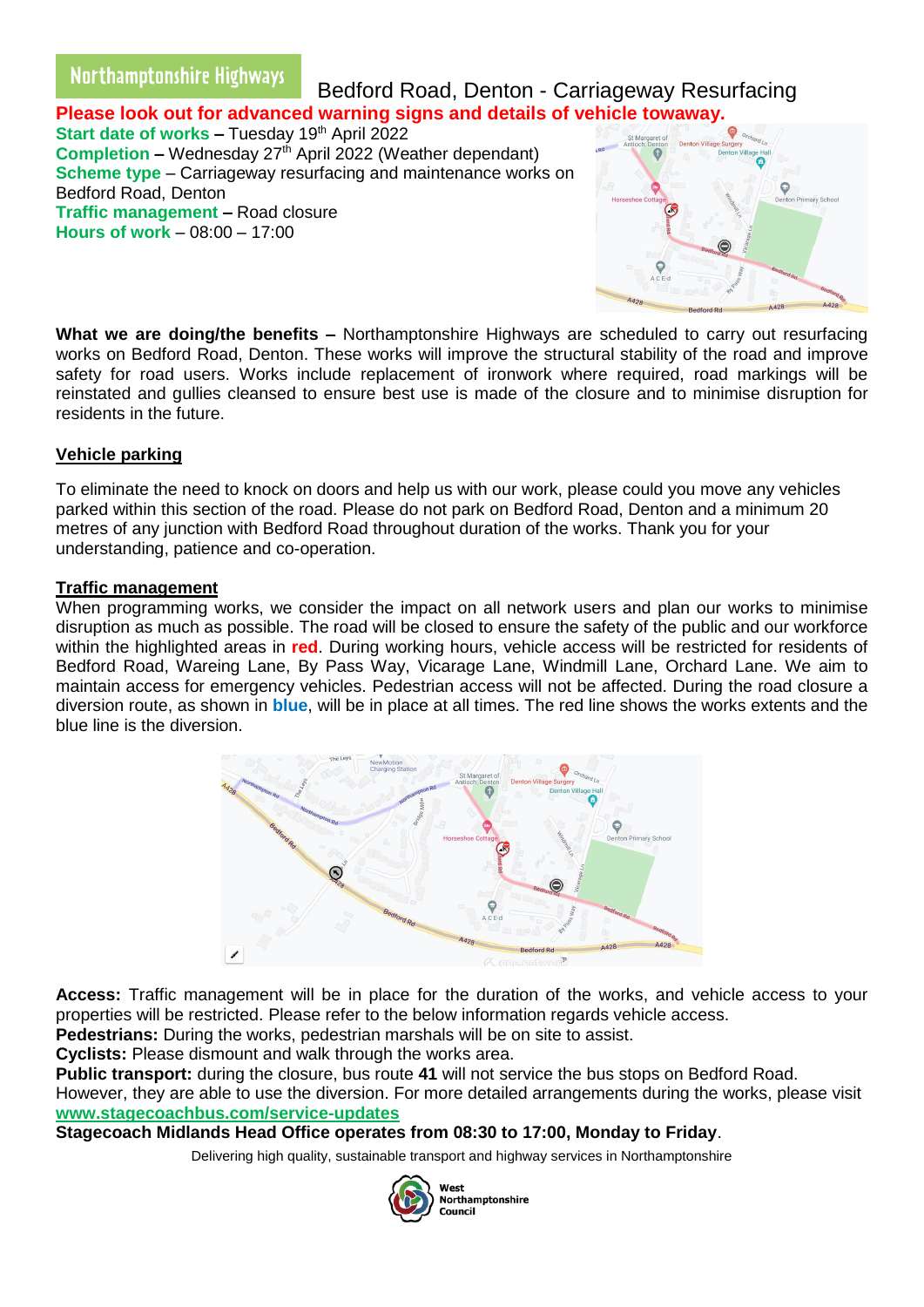Northamptonshire Highways

# Bedford Road, Denton - Carriageway Resurfacing

**Please look out for advanced warning signs and details of vehicle towaway.**

**Start date of works –** Tuesday 19th April 2022
**Completion –** Wednesday 27th April 2022 (Weather dependant)
**Scheme type** – Carriageway resurfacing and maintenance works on Bedford Road, Denton
**Traffic management –** Road closure
**Hours of work** – 08:00 – 17:00

**What we are doing/the benefits –** Northamptonshire Highways are scheduled to carry out resurfacing works on Bedford Road, Denton. These works will improve the structural stability of the road and improve safety for road users. Works include replacement of ironwork where required, road markings will be reinstated and gullies cleansed to ensure best use is made of the closure and to minimise disruption for residents in the future.

## Vehicle parking

To eliminate the need to knock on doors and help us with our work, please could you move any vehicles parked within this section of the road. Please do not park on Bedford Road, Denton and a minimum 20 metres of any junction with Bedford Road throughout duration of the works. Thank you for your understanding, patience and co-operation.

## Traffic management

When programming works, we consider the impact on all network users and plan our works to minimise disruption as much as possible. The road will be closed to ensure the safety of the public and our workforce within the highlighted areas in **red**. During working hours, vehicle access will be restricted for residents of Bedford Road, Wareing Lane, By Pass Way, Vicarage Lane, Windmill Lane, Orchard Lane. We aim to maintain access for emergency vehicles. Pedestrian access will not be affected. During the road closure a diversion route, as shown in **blue**, will be in place at all times. The red line shows the works extents and the blue line is the diversion.

**Access:** Traffic management will be in place for the duration of the works, and vehicle access to your properties will be restricted. Please refer to the below information regards vehicle access.
**Pedestrians:** During the works, pedestrian marshals will be on site to assist.
**Cyclists:** Please dismount and walk through the works area.
**Public transport:** during the closure, bus route **41** will not service the bus stops on Bedford Road. However, they are able to use the diversion. For more detailed arrangements during the works, please visit **www.stagecoachbus.com/service-updates**
**Stagecoach Midlands Head Office operates from 08:30 to 17:00, Monday to Friday**.

Delivering high quality, sustainable transport and highway services in Northamptonshire

West Northamptonshire Council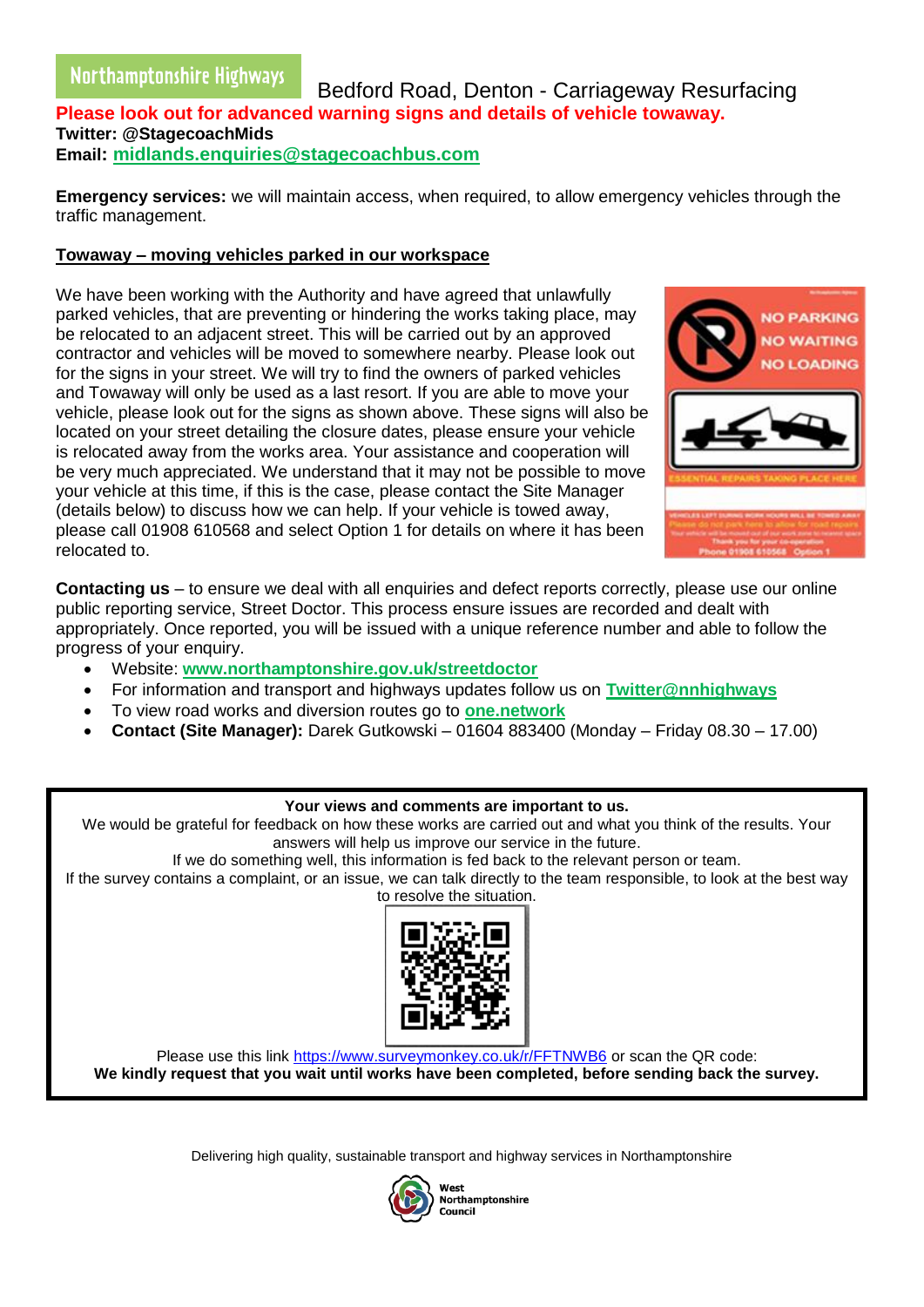Northamptonshire Highways

Bedford Road, Denton - Carriageway Resurfacing

**Please look out for advanced warning signs and details of vehicle towaway.**

**Twitter: @StagecoachMids**

**Email: midlands.enquiries@stagecoachbus.com**

**Emergency services:** we will maintain access, when required, to allow emergency vehicles through the traffic management.

**Towaway – moving vehicles parked in our workspace**

We have been working with the Authority and have agreed that unlawfully parked vehicles, that are preventing or hindering the works taking place, may be relocated to an adjacent street. This will be carried out by an approved contractor and vehicles will be moved to somewhere nearby. Please look out for the signs in your street. We will try to find the owners of parked vehicles and Towaway will only be used as a last resort. If you are able to move your vehicle, please look out for the signs as shown above. These signs will also be located on your street detailing the closure dates, please ensure your vehicle is relocated away from the works area. Your assistance and cooperation will be very much appreciated. We understand that it may not be possible to move your vehicle at this time, if this is the case, please contact the Site Manager (details below) to discuss how we can help. If your vehicle is towed away, please call 01908 610568 and select Option 1 for details on where it has been relocated to.

**Contacting us** – to ensure we deal with all enquiries and defect reports correctly, please use our online public reporting service, Street Doctor. This process ensure issues are recorded and dealt with appropriately. Once reported, you will be issued with a unique reference number and able to follow the progress of your enquiry.

- Website: **www.northamptonshire.gov.uk/streetdoctor**
- For information and transport and highways updates follow us on **Twitter@nnhighways**
- To view road works and diversion routes go to **one.network**
- **Contact (Site Manager):** Darek Gutkowski – 01604 883400 (Monday – Friday 08.30 – 17.00)

**Your views and comments are important to us.**

We would be grateful for feedback on how these works are carried out and what you think of the results. Your answers will help us improve our service in the future.

If we do something well, this information is fed back to the relevant person or team.

If the survey contains a complaint, or an issue, we can talk directly to the team responsible, to look at the best way to resolve the situation.

Please use this link https://www.surveymonkey.co.uk/r/FFTNWB6 or scan the QR code:

**We kindly request that you wait until works have been completed, before sending back the survey.**

Delivering high quality, sustainable transport and highway services in Northamptonshire

West Northamptonshire Council